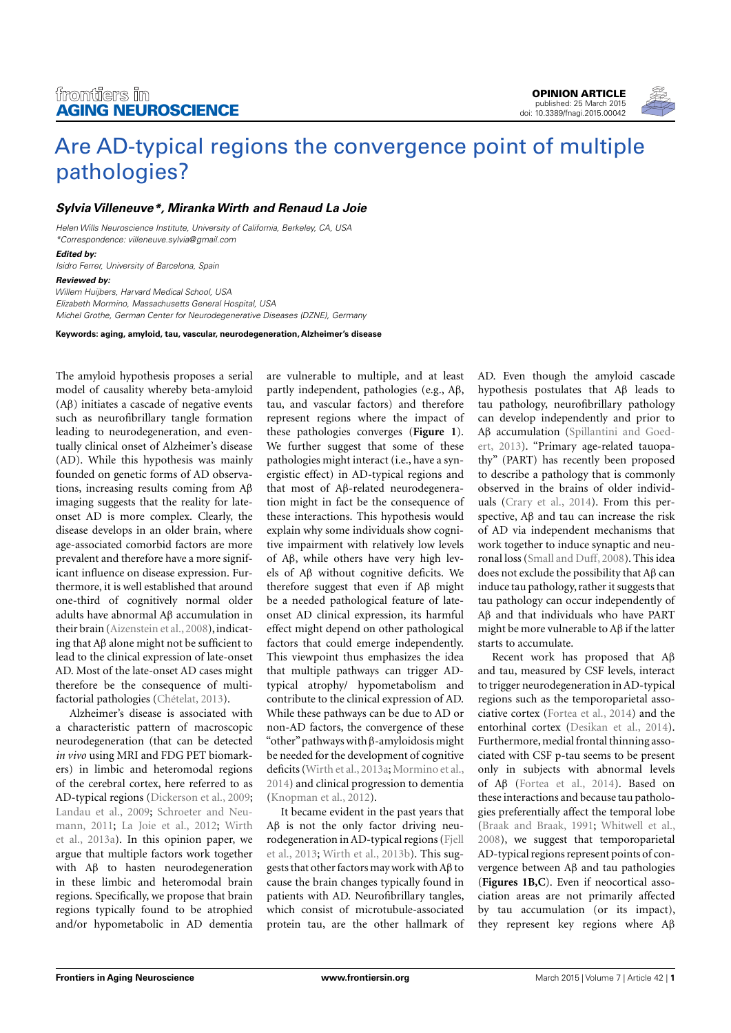OPINION ARTICLE
published: 25 March 2015
doi: 10.3389/fnagi.2015.00042

# Are AD-typical regions the convergence point of multiple pathologies?

***Sylvia Villeneuve\*, Miranka Wirth and Renaud La Joie***

*Helen Wills Neuroscience Institute, University of California, Berkeley, CA, USA*
*\*Correspondence: villeneuve.sylvia@gmail.com*

***Edited by:***
*Isidro Ferrer, University of Barcelona, Spain*

***Reviewed by:***
*Willem Huijbers, Harvard Medical School, USA*
*Elizabeth Mormino, Massachusetts General Hospital, USA*
*Michel Grothe, German Center for Neurodegenerative Diseases (DZNE), Germany*

**Keywords: aging, amyloid, tau, vascular, neurodegeneration, Alzheimer's disease**

The amyloid hypothesis proposes a serial model of causality whereby beta-amyloid (Aβ) initiates a cascade of negative events such as neurofibrillary tangle formation leading to neurodegeneration, and eventually clinical onset of Alzheimer's disease (AD). While this hypothesis was mainly founded on genetic forms of AD observations, increasing results coming from Aβ imaging suggests that the reality for late-onset AD is more complex. Clearly, the disease develops in an older brain, where age-associated comorbid factors are more prevalent and therefore have a more significant influence on disease expression. Furthermore, it is well established that around one-third of cognitively normal older adults have abnormal Aβ accumulation in their brain (Aizenstein et al., 2008), indicating that Aβ alone might not be sufficient to lead to the clinical expression of late-onset AD. Most of the late-onset AD cases might therefore be the consequence of multi-factorial pathologies (Chételat, 2013).

Alzheimer's disease is associated with a characteristic pattern of macroscopic neurodegeneration (that can be detected *in vivo* using MRI and FDG PET biomarkers) in limbic and heteromodal regions of the cerebral cortex, here referred to as AD-typical regions (Dickerson et al., 2009; Landau et al., 2009; Schroeter and Neumann, 2011; La Joie et al., 2012; Wirth et al., 2013a). In this opinion paper, we argue that multiple factors work together with Aβ to hasten neurodegeneration in these limbic and heteromodal brain regions. Specifically, we propose that brain regions typically found to be atrophied and/or hypometabolic in AD dementia are vulnerable to multiple, and at least partly independent, pathologies (e.g., Aβ, tau, and vascular factors) and therefore represent regions where the impact of these pathologies converges (**Figure 1**). We further suggest that some of these pathologies might interact (i.e., have a synergistic effect) in AD-typical regions and that most of Aβ-related neurodegeneration might in fact be the consequence of these interactions. This hypothesis would explain why some individuals show cognitive impairment with relatively low levels of Aβ, while others have very high levels of Aβ without cognitive deficits. We therefore suggest that even if Aβ might be a needed pathological feature of late-onset AD clinical expression, its harmful effect might depend on other pathological factors that could emerge independently. This viewpoint thus emphasizes the idea that multiple pathways can trigger AD-typical atrophy/ hypometabolism and contribute to the clinical expression of AD. While these pathways can be due to AD or non-AD factors, the convergence of these "other" pathways with β-amyloidosis might be needed for the development of cognitive deficits (Wirth et al., 2013a; Mormino et al., 2014) and clinical progression to dementia (Knopman et al., 2012).

It became evident in the past years that Aβ is not the only factor driving neurodegeneration in AD-typical regions (Fjell et al., 2013; Wirth et al., 2013b). This suggests that other factors may work with Aβ to cause the brain changes typically found in patients with AD. Neurofibrillary tangles, which consist of microtubule-associated protein tau, are the other hallmark of AD. Even though the amyloid cascade hypothesis postulates that Aβ leads to tau pathology, neurofibrillary pathology can develop independently and prior to Aβ accumulation (Spillantini and Goedert, 2013). "Primary age-related tauopathy" (PART) has recently been proposed to describe a pathology that is commonly observed in the brains of older individuals (Crary et al., 2014). From this perspective, Aβ and tau can increase the risk of AD via independent mechanisms that work together to induce synaptic and neuronal loss (Small and Duff, 2008). This idea does not exclude the possibility that Aβ can induce tau pathology, rather it suggests that tau pathology can occur independently of Aβ and that individuals who have PART might be more vulnerable to Aβ if the latter starts to accumulate.

Recent work has proposed that Aβ and tau, measured by CSF levels, interact to trigger neurodegeneration in AD-typical regions such as the temporoparietal associative cortex (Fortea et al., 2014) and the entorhinal cortex (Desikan et al., 2014). Furthermore, medial frontal thinning associated with CSF p-tau seems to be present only in subjects with abnormal levels of Aβ (Fortea et al., 2014). Based on these interactions and because tau pathologies preferentially affect the temporal lobe (Braak and Braak, 1991; Whitwell et al., 2008), we suggest that temporoparietal AD-typical regions represent points of convergence between Aβ and tau pathologies (**Figures 1B,C**). Even if neocortical association areas are not primarily affected by tau accumulation (or its impact), they represent key regions where Aβ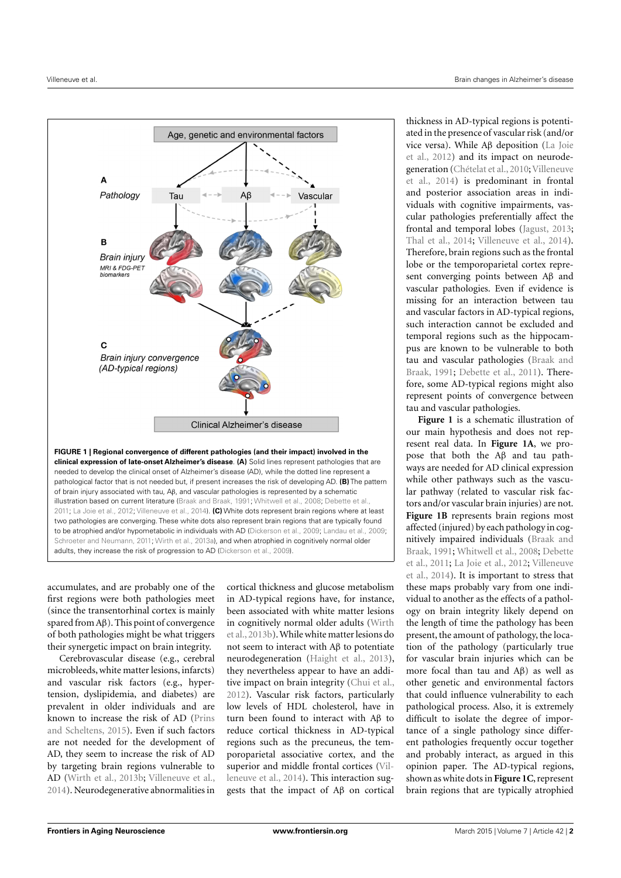**FIGURE 1 | Regional convergence of different pathologies (and their impact) involved in the clinical expression of late-onset Alzheimer's disease. (A)** Solid lines represent pathologies that are needed to develop the clinical onset of Alzheimer's disease (AD), while the dotted line represent a pathological factor that is not needed but, if present increases the risk of developing AD. **(B)** The pattern of brain injury associated with tau, Aβ, and vascular pathologies is represented by a schematic illustration based on current literature (Braak and Braak, 1991; Whitwell et al., 2008; Debette et al., 2011; La Joie et al., 2012; Villeneuve et al., 2014). **(C)** White dots represent brain regions where at least two pathologies are converging. These white dots also represent brain regions that are typically found to be atrophied and/or hypometabolic in individuals with AD (Dickerson et al., 2009; Landau et al., 2009; Schroeter and Neumann, 2011; Wirth et al., 2013a), and when atrophied in cognitively normal older adults, they increase the risk of progression to AD (Dickerson et al., 2009).

accumulates, and are probably one of the first regions were both pathologies meet (since the transentorhinal cortex is mainly spared from Aβ). This point of convergence of both pathologies might be what triggers their synergetic impact on brain integrity.

Cerebrovascular disease (e.g., cerebral microbleeds, white matter lesions, infarcts) and vascular risk factors (e.g., hypertension, dyslipidemia, and diabetes) are prevalent in older individuals and are known to increase the risk of AD (Prins and Scheltens, 2015). Even if such factors are not needed for the development of AD, they seem to increase the risk of AD by targeting brain regions vulnerable to AD (Wirth et al., 2013b; Villeneuve et al., 2014). Neurodegenerative abnormalities in cortical thickness and glucose metabolism in AD-typical regions have, for instance, been associated with white matter lesions in cognitively normal older adults (Wirth et al., 2013b). While white matter lesions do not seem to interact with Aβ to potentiate neurodegeneration (Haight et al., 2013), they nevertheless appear to have an additive impact on brain integrity (Chui et al., 2012). Vascular risk factors, particularly low levels of HDL cholesterol, have in turn been found to interact with Aβ to reduce cortical thickness in AD-typical regions such as the precuneus, the temporoparietal associative cortex, and the superior and middle frontal cortices (Villeneuve et al., 2014). This interaction suggests that the impact of Aβ on cortical thickness in AD-typical regions is potentiated in the presence of vascular risk (and/or vice versa). While Aβ deposition (La Joie et al., 2012) and its impact on neurodegeneration (Chételat et al., 2010; Villeneuve et al., 2014) is predominant in frontal and posterior association areas in individuals with cognitive impairments, vascular pathologies preferentially affect the frontal and temporal lobes (Jagust, 2013; Thal et al., 2014; Villeneuve et al., 2014). Therefore, brain regions such as the frontal lobe or the temporoparietal cortex represent converging points between Aβ and vascular pathologies. Even if evidence is missing for an interaction between tau and vascular factors in AD-typical regions, such interaction cannot be excluded and temporal regions such as the hippocampus are known to be vulnerable to both tau and vascular pathologies (Braak and Braak, 1991; Debette et al., 2011). Therefore, some AD-typical regions might also represent points of convergence between tau and vascular pathologies.

**Figure 1** is a schematic illustration of our main hypothesis and does not represent real data. In **Figure 1A**, we propose that both the Aβ and tau pathways are needed for AD clinical expression while other pathways such as the vascular pathway (related to vascular risk factors and/or vascular brain injuries) are not. **Figure 1B** represents brain regions most affected (injured) by each pathology in cognitively impaired individuals (Braak and Braak, 1991; Whitwell et al., 2008; Debette et al., 2011; La Joie et al., 2012; Villeneuve et al., 2014). It is important to stress that these maps probably vary from one individual to another as the effects of a pathology on brain integrity likely depend on the length of time the pathology has been present, the amount of pathology, the location of the pathology (particularly true for vascular brain injuries which can be more focal than tau and Aβ) as well as other genetic and environmental factors that could influence vulnerability to each pathological process. Also, it is extremely difficult to isolate the degree of importance of a single pathology since different pathologies frequently occur together and probably interact, as argued in this opinion paper. The AD-typical regions, shown as white dots in **Figure 1C**, represent brain regions that are typically atrophied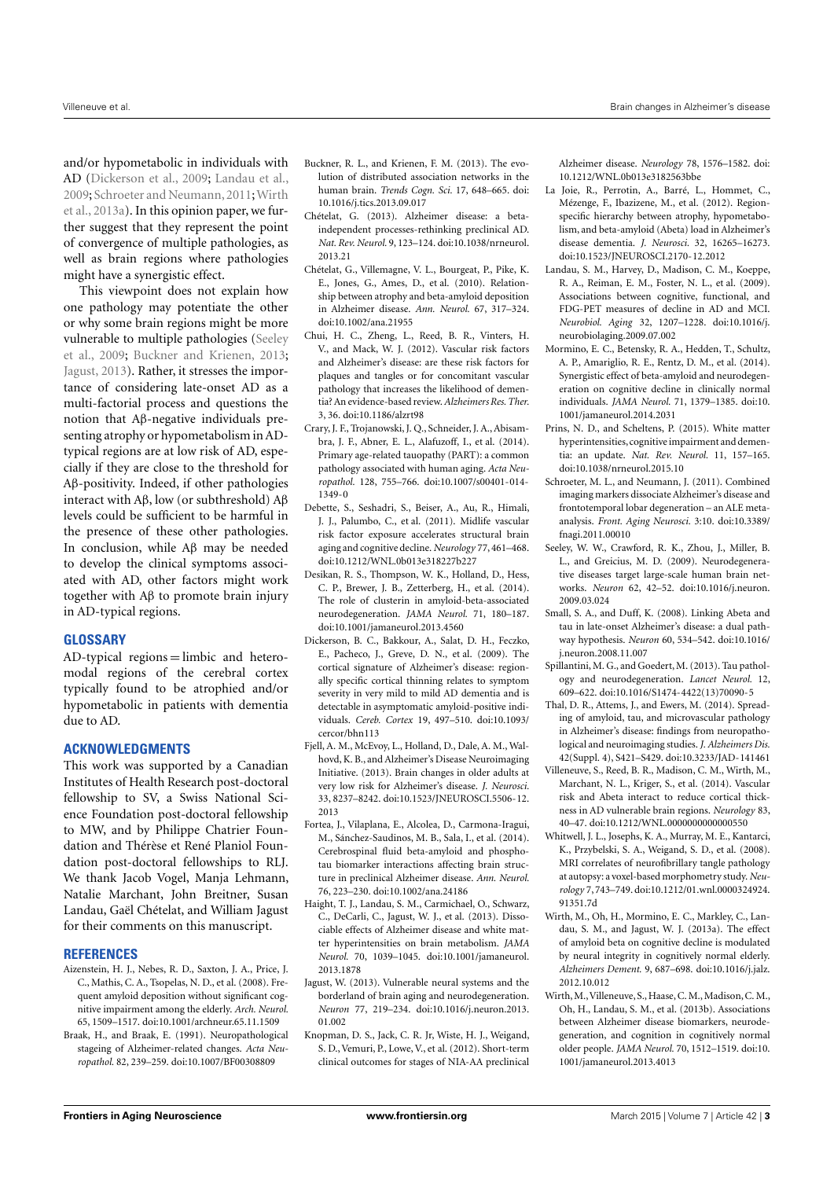and/or hypometabolic in individuals with AD (Dickerson et al., 2009; Landau et al., 2009; Schroeter and Neumann, 2011; Wirth et al., 2013a). In this opinion paper, we further suggest that they represent the point of convergence of multiple pathologies, as well as brain regions where pathologies might have a synergistic effect.

This viewpoint does not explain how one pathology may potentiate the other or why some brain regions might be more vulnerable to multiple pathologies (Seeley et al., 2009; Buckner and Krienen, 2013; Jagust, 2013). Rather, it stresses the importance of considering late-onset AD as a multi-factorial process and questions the notion that Aβ-negative individuals presenting atrophy or hypometabolism in AD-typical regions are at low risk of AD, especially if they are close to the threshold for Aβ-positivity. Indeed, if other pathologies interact with Aβ, low (or subthreshold) Aβ levels could be sufficient to be harmful in the presence of these other pathologies. In conclusion, while Aβ may be needed to develop the clinical symptoms associated with AD, other factors might work together with Aβ to promote brain injury in AD-typical regions.

## GLOSSARY

AD-typical regions = limbic and heteromodal regions of the cerebral cortex typically found to be atrophied and/or hypometabolic in patients with dementia due to AD.

## ACKNOWLEDGMENTS

This work was supported by a Canadian Institutes of Health Research post-doctoral fellowship to SV, a Swiss National Science Foundation post-doctoral fellowship to MW, and by Philippe Chatrier Foundation and Thérèse et René Planiol Foundation post-doctoral fellowships to RLJ. We thank Jacob Vogel, Manja Lehmann, Natalie Marchant, John Breitner, Susan Landau, Gaël Chételat, and William Jagust for their comments on this manuscript.

## REFERENCES

Aizenstein, H. J., Nebes, R. D., Saxton, J. A., Price, J. C., Mathis, C. A., Tsopelas, N. D., et al. (2008). Frequent amyloid deposition without significant cognitive impairment among the elderly. *Arch. Neurol.* 65, 1509–1517. doi:10.1001/archneur.65.11.1509

Braak, H., and Braak, E. (1991). Neuropathological stageing of Alzheimer-related changes. *Acta Neuropathol.* 82, 239–259. doi:10.1007/BF00308809

Buckner, R. L., and Krienen, F. M. (2013). The evolution of distributed association networks in the human brain. *Trends Cogn. Sci.* 17, 648–665. doi:10.1016/j.tics.2013.09.017

Chételat, G. (2013). Alzheimer disease: a beta-independent processes-rethinking preclinical AD. *Nat. Rev. Neurol.* 9, 123–124. doi:10.1038/nrneurol.2013.21

Chételat, G., Villemagne, V. L., Bourgeat, P., Pike, K. E., Jones, G., Ames, D., et al. (2010). Relationship between atrophy and beta-amyloid deposition in Alzheimer disease. *Ann. Neurol.* 67, 317–324. doi:10.1002/ana.21955

Chui, H. C., Zheng, L., Reed, B. R., Vinters, H. V., and Mack, W. J. (2012). Vascular risk factors and Alzheimer's disease: are these risk factors for plaques and tangles or for concomitant vascular pathology that increases the likelihood of dementia? An evidence-based review. *Alzheimers Res. Ther.* 3, 36. doi:10.1186/alzrt98

Crary, J. F., Trojanowski, J. Q., Schneider, J. A., Abisambra, J. F., Abner, E. L., Alafuzoff, I., et al. (2014). Primary age-related tauopathy (PART): a common pathology associated with human aging. *Acta Neuropathol.* 128, 755–766. doi:10.1007/s00401-014-1349-0

Debette, S., Seshadri, S., Beiser, A., Au, R., Himali, J. J., Palumbo, C., et al. (2011). Midlife vascular risk factor exposure accelerates structural brain aging and cognitive decline. *Neurology* 77, 461–468. doi:10.1212/WNL.0b013e318227b227

Desikan, R. S., Thompson, W. K., Holland, D., Hess, C. P., Brewer, J. B., Zetterberg, H., et al. (2014). The role of clusterin in amyloid-beta-associated neurodegeneration. *JAMA Neurol.* 71, 180–187. doi:10.1001/jamaneurol.2013.4560

Dickerson, B. C., Bakkour, A., Salat, D. H., Feczko, E., Pacheco, J., Greve, D. N., et al. (2009). The cortical signature of Alzheimer's disease: regionally specific cortical thinning relates to symptom severity in very mild to mild AD dementia and is detectable in asymptomatic amyloid-positive individuals. *Cereb. Cortex* 19, 497–510. doi:10.1093/cercor/bhn113

Fjell, A. M., McEvoy, L., Holland, D., Dale, A. M., Walhovd, K. B., and Alzheimer's Disease Neuroimaging Initiative. (2013). Brain changes in older adults at very low risk for Alzheimer's disease. *J. Neurosci.* 33, 8237–8242. doi:10.1523/JNEUROSCI.5506-12.2013

Fortea, J., Vilaplana, E., Alcolea, D., Carmona-Iragui, M., Sánchez-Saudinos, M. B., Sala, I., et al. (2014). Cerebrospinal fluid beta-amyloid and phospho-tau biomarker interactions affecting brain structure in preclinical Alzheimer disease. *Ann. Neurol.* 76, 223–230. doi:10.1002/ana.24186

Haight, T. J., Landau, S. M., Carmichael, O., Schwarz, C., DeCarli, C., Jagust, W. J., et al. (2013). Dissociable effects of Alzheimer disease and white matter hyperintensities on brain metabolism. *JAMA Neurol.* 70, 1039–1045. doi:10.1001/jamaneurol.2013.1878

Jagust, W. (2013). Vulnerable neural systems and the borderland of brain aging and neurodegeneration. *Neuron* 77, 219–234. doi:10.1016/j.neuron.2013.01.002

Knopman, D. S., Jack, C. R. Jr, Wiste, H. J., Weigand, S. D., Vemuri, P., Lowe, V., et al. (2012). Short-term clinical outcomes for stages of NIA-AA preclinical Alzheimer disease. *Neurology* 78, 1576–1582. doi:10.1212/WNL.0b013e3182563bbe

La Joie, R., Perrotin, A., Barré, L., Hommet, C., Mézenge, F., Ibazizene, M., et al. (2012). Region-specific hierarchy between atrophy, hypometabolism, and beta-amyloid (Abeta) load in Alzheimer's disease dementia. *J. Neurosci.* 32, 16265–16273. doi:10.1523/JNEUROSCI.2170-12.2012

Landau, S. M., Harvey, D., Madison, C. M., Koeppe, R. A., Reiman, E. M., Foster, N. L., et al. (2009). Associations between cognitive, functional, and FDG-PET measures of decline in AD and MCI. *Neurobiol. Aging* 32, 1207–1228. doi:10.1016/j.neurobiolaging.2009.07.002

Mormino, E. C., Betensky, R. A., Hedden, T., Schultz, A. P., Amariglio, R. E., Rentz, D. M., et al. (2014). Synergistic effect of beta-amyloid and neurodegeneration on cognitive decline in clinically normal individuals. *JAMA Neurol.* 71, 1379–1385. doi:10.1001/jamaneurol.2014.2031

Prins, N. D., and Scheltens, P. (2015). White matter hyperintensities, cognitive impairment and dementia: an update. *Nat. Rev. Neurol.* 11, 157–165. doi:10.1038/nrneurol.2015.10

Schroeter, M. L., and Neumann, J. (2011). Combined imaging markers dissociate Alzheimer's disease and frontotemporal lobar degeneration – an ALE meta-analysis. *Front. Aging Neurosci.* 3:10. doi:10.3389/fnagi.2011.00010

Seeley, W. W., Crawford, R. K., Zhou, J., Miller, B. L., and Greicius, M. D. (2009). Neurodegenerative diseases target large-scale human brain networks. *Neuron* 62, 42–52. doi:10.1016/j.neuron.2009.03.024

Small, S. A., and Duff, K. (2008). Linking Abeta and tau in late-onset Alzheimer's disease: a dual pathway hypothesis. *Neuron* 60, 534–542. doi:10.1016/j.neuron.2008.11.007

Spillantini, M. G., and Goedert, M. (2013). Tau pathology and neurodegeneration. *Lancet Neurol.* 12, 609–622. doi:10.1016/S1474-4422(13)70090-5

Thal, D. R., Attems, J., and Ewers, M. (2014). Spreading of amyloid, tau, and microvascular pathology in Alzheimer's disease: findings from neuropathological and neuroimaging studies. *J. Alzheimers Dis.* 42(Suppl. 4), S421–S429. doi:10.3233/JAD-141461

Villeneuve, S., Reed, B. R., Madison, C. M., Wirth, M., Marchant, N. L., Kriger, S., et al. (2014). Vascular risk and Abeta interact to reduce cortical thickness in AD vulnerable brain regions. *Neurology* 83, 40–47. doi:10.1212/WNL.0000000000000550

Whitwell, J. L., Josephs, K. A., Murray, M. E., Kantarci, K., Przybelski, S. A., Weigand, S. D., et al. (2008). MRI correlates of neurofibrillary tangle pathology at autopsy: a voxel-based morphometry study. *Neurology* 7, 743–749. doi:10.1212/01.wnl.0000324924.91351.7d

Wirth, M., Oh, H., Mormino, E. C., Markley, C., Landau, S. M., and Jagust, W. J. (2013a). The effect of amyloid beta on cognitive decline is modulated by neural integrity in cognitively normal elderly. *Alzheimers Dement.* 9, 687–698. doi:10.1016/j.jalz.2012.10.012

Wirth, M., Villeneuve, S., Haase, C. M., Madison, C. M., Oh, H., Landau, S. M., et al. (2013b). Associations between Alzheimer disease biomarkers, neurodegeneration, and cognition in cognitively normal older people. *JAMA Neurol.* 70, 1512–1519. doi:10.1001/jamaneurol.2013.4013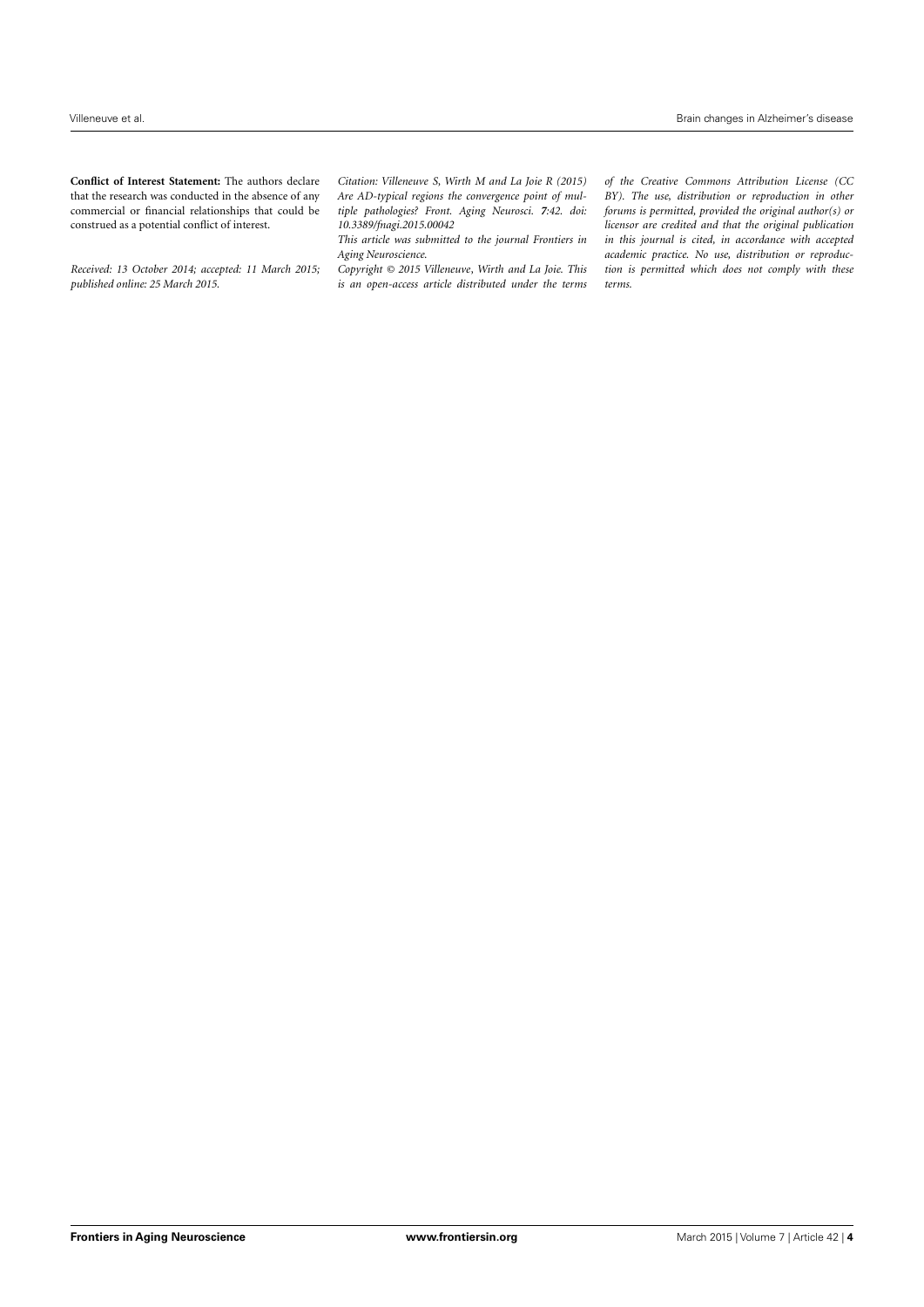**Conflict of Interest Statement:** The authors declare that the research was conducted in the absence of any commercial or financial relationships that could be construed as a potential conflict of interest.

*Received: 13 October 2014; accepted: 11 March 2015; published online: 25 March 2015.*

*Citation: Villeneuve S, Wirth M and La Joie R (2015) Are AD-typical regions the convergence point of multiple pathologies? Front. Aging Neurosci.* ***7****:42. doi: 10.3389/fnagi.2015.00042*

*This article was submitted to the journal Frontiers in Aging Neuroscience.*

*Copyright © 2015 Villeneuve, Wirth and La Joie. This is an open-access article distributed under the terms of the Creative Commons Attribution License (CC BY). The use, distribution or reproduction in other forums is permitted, provided the original author(s) or licensor are credited and that the original publication in this journal is cited, in accordance with accepted academic practice. No use, distribution or reproduction is permitted which does not comply with these terms.*